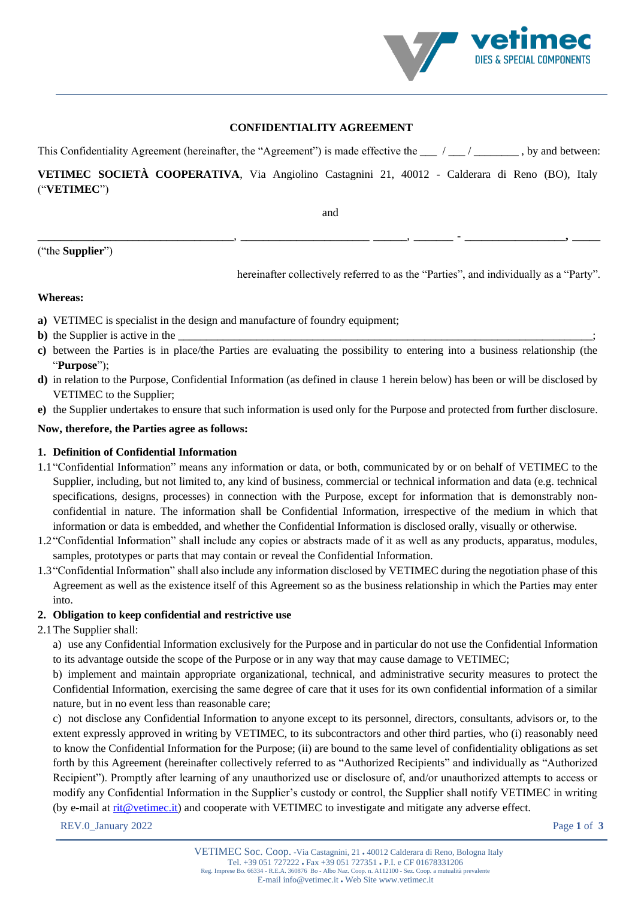# CONFIDENTIALITY AGREEMENT

This Confidentiality Agreement (hereinafter, the "Agreement") is made effective the ___ / ___ / ________ , by and between:

**VETIMEC SOCIETÀ COOPERATIVA**, Via Angiolino Castagnini 21, 40012 - Calderara di Reno (BO), Italy ("**VETIMEC**")

and

__________________________________, ______________________ ______, _______ - _________________, _____

("the **Supplier**")

hereinafter collectively referred to as the "Parties", and individually as a "Party".

**Whereas:**

**a)** VETIMEC is specialist in the design and manufacture of foundry equipment;

**b)** the Supplier is active in the ____________________________________________________________________________;

**c)** between the Parties is in place/the Parties are evaluating the possibility to entering into a business relationship (the "**Purpose**");

**d)** in relation to the Purpose, Confidential Information (as defined in clause 1 herein below) has been or will be disclosed by VETIMEC to the Supplier;

**e)** the Supplier undertakes to ensure that such information is used only for the Purpose and protected from further disclosure.

**Now, therefore, the Parties agree as follows:**

## 1. Definition of Confidential Information

1.1 "Confidential Information" means any information or data, or both, communicated by or on behalf of VETIMEC to the Supplier, including, but not limited to, any kind of business, commercial or technical information and data (e.g. technical specifications, designs, processes) in connection with the Purpose, except for information that is demonstrably non-confidential in nature. The information shall be Confidential Information, irrespective of the medium in which that information or data is embedded, and whether the Confidential Information is disclosed orally, visually or otherwise.

1.2 "Confidential Information" shall include any copies or abstracts made of it as well as any products, apparatus, modules, samples, prototypes or parts that may contain or reveal the Confidential Information.

1.3 "Confidential Information" shall also include any information disclosed by VETIMEC during the negotiation phase of this Agreement as well as the existence itself of this Agreement so as the business relationship in which the Parties may enter into.

## 2. Obligation to keep confidential and restrictive use

2.1 The Supplier shall:

a) use any Confidential Information exclusively for the Purpose and in particular do not use the Confidential Information to its advantage outside the scope of the Purpose or in any way that may cause damage to VETIMEC;

b) implement and maintain appropriate organizational, technical, and administrative security measures to protect the Confidential Information, exercising the same degree of care that it uses for its own confidential information of a similar nature, but in no event less than reasonable care;

c) not disclose any Confidential Information to anyone except to its personnel, directors, consultants, advisors or, to the extent expressly approved in writing by VETIMEC, to its subcontractors and other third parties, who (i) reasonably need to know the Confidential Information for the Purpose; (ii) are bound to the same level of confidentiality obligations as set forth by this Agreement (hereinafter collectively referred to as "Authorized Recipients" and individually as "Authorized Recipient"). Promptly after learning of any unauthorized use or disclosure of, and/or unauthorized attempts to access or modify any Confidential Information in the Supplier's custody or control, the Supplier shall notify VETIMEC in writing (by e-mail at rit@vetimec.it) and cooperate with VETIMEC to investigate and mitigate any adverse effect.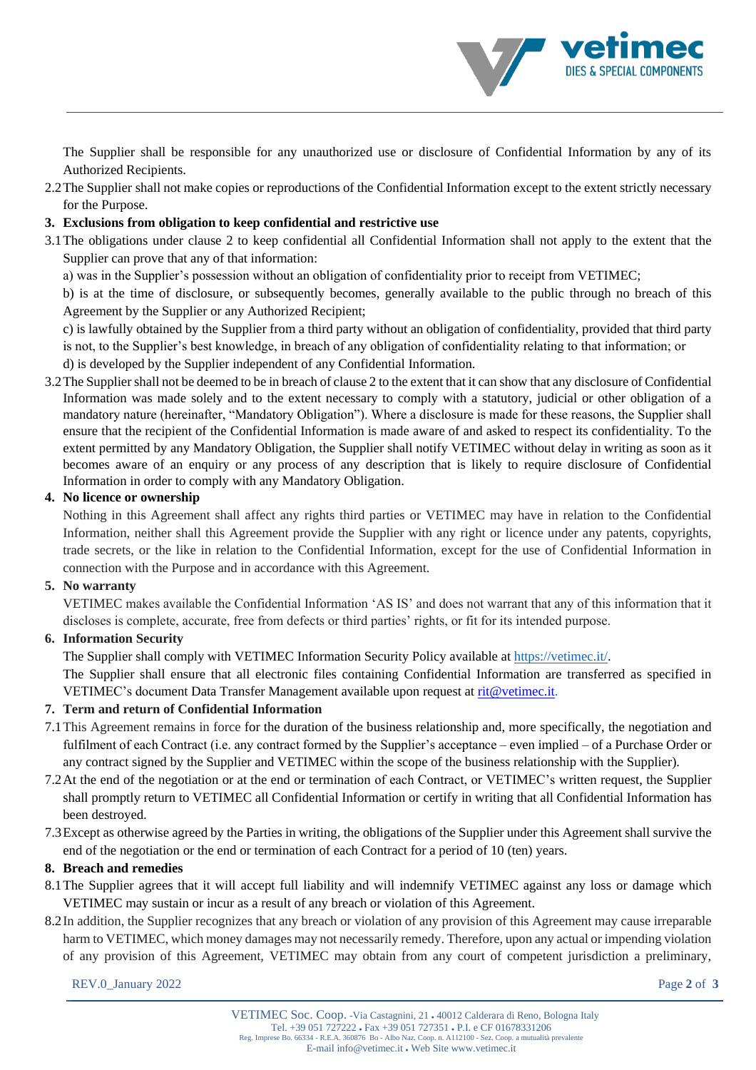The Supplier shall be responsible for any unauthorized use or disclosure of Confidential Information by any of its Authorized Recipients.

2.2 The Supplier shall not make copies or reproductions of the Confidential Information except to the extent strictly necessary for the Purpose.

**3. Exclusions from obligation to keep confidential and restrictive use**

3.1 The obligations under clause 2 to keep confidential all Confidential Information shall not apply to the extent that the Supplier can prove that any of that information:

a) was in the Supplier's possession without an obligation of confidentiality prior to receipt from VETIMEC;

b) is at the time of disclosure, or subsequently becomes, generally available to the public through no breach of this Agreement by the Supplier or any Authorized Recipient;

c) is lawfully obtained by the Supplier from a third party without an obligation of confidentiality, provided that third party is not, to the Supplier's best knowledge, in breach of any obligation of confidentiality relating to that information; or

d) is developed by the Supplier independent of any Confidential Information.

3.2 The Supplier shall not be deemed to be in breach of clause 2 to the extent that it can show that any disclosure of Confidential Information was made solely and to the extent necessary to comply with a statutory, judicial or other obligation of a mandatory nature (hereinafter, "Mandatory Obligation"). Where a disclosure is made for these reasons, the Supplier shall ensure that the recipient of the Confidential Information is made aware of and asked to respect its confidentiality. To the extent permitted by any Mandatory Obligation, the Supplier shall notify VETIMEC without delay in writing as soon as it becomes aware of an enquiry or any process of any description that is likely to require disclosure of Confidential Information in order to comply with any Mandatory Obligation.

**4. No licence or ownership**

Nothing in this Agreement shall affect any rights third parties or VETIMEC may have in relation to the Confidential Information, neither shall this Agreement provide the Supplier with any right or licence under any patents, copyrights, trade secrets, or the like in relation to the Confidential Information, except for the use of Confidential Information in connection with the Purpose and in accordance with this Agreement.

**5. No warranty**

VETIMEC makes available the Confidential Information 'AS IS' and does not warrant that any of this information that it discloses is complete, accurate, free from defects or third parties' rights, or fit for its intended purpose.

**6. Information Security**

The Supplier shall comply with VETIMEC Information Security Policy available at https://vetimec.it/.

The Supplier shall ensure that all electronic files containing Confidential Information are transferred as specified in VETIMEC's document Data Transfer Management available upon request at rit@vetimec.it.

**7. Term and return of Confidential Information**

7.1 This Agreement remains in force for the duration of the business relationship and, more specifically, the negotiation and fulfilment of each Contract (i.e. any contract formed by the Supplier's acceptance – even implied – of a Purchase Order or any contract signed by the Supplier and VETIMEC within the scope of the business relationship with the Supplier).

7.2 At the end of the negotiation or at the end or termination of each Contract, or VETIMEC's written request, the Supplier shall promptly return to VETIMEC all Confidential Information or certify in writing that all Confidential Information has been destroyed.

7.3 Except as otherwise agreed by the Parties in writing, the obligations of the Supplier under this Agreement shall survive the end of the negotiation or the end or termination of each Contract for a period of 10 (ten) years.

**8. Breach and remedies**

8.1 The Supplier agrees that it will accept full liability and will indemnify VETIMEC against any loss or damage which VETIMEC may sustain or incur as a result of any breach or violation of this Agreement.

8.2 In addition, the Supplier recognizes that any breach or violation of any provision of this Agreement may cause irreparable harm to VETIMEC, which money damages may not necessarily remedy. Therefore, upon any actual or impending violation of any provision of this Agreement, VETIMEC may obtain from any court of competent jurisdiction a preliminary,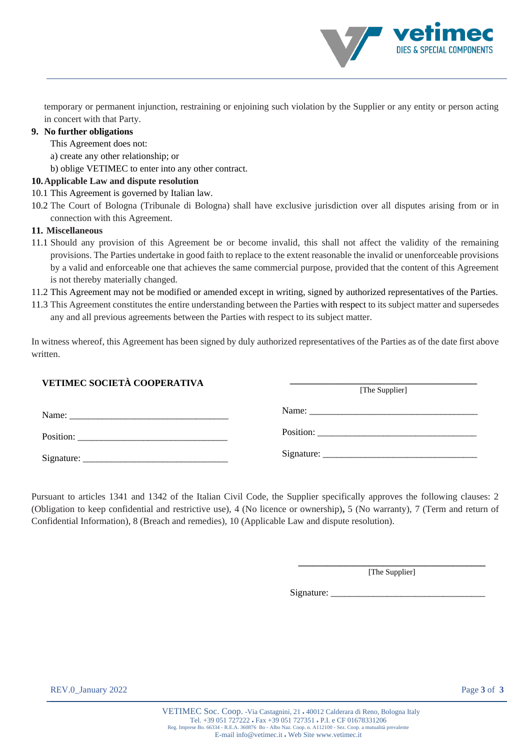temporary or permanent injunction, restraining or enjoining such violation by the Supplier or any entity or person acting in concert with that Party.

**9. No further obligations**

This Agreement does not:

a) create any other relationship; or

b) oblige VETIMEC to enter into any other contract.

**10. Applicable Law and dispute resolution**

10.1 This Agreement is governed by Italian law.

10.2 The Court of Bologna (Tribunale di Bologna) shall have exclusive jurisdiction over all disputes arising from or in connection with this Agreement.

**11. Miscellaneous**

11.1 Should any provision of this Agreement be or become invalid, this shall not affect the validity of the remaining provisions. The Parties undertake in good faith to replace to the extent reasonable the invalid or unenforceable provisions by a valid and enforceable one that achieves the same commercial purpose, provided that the content of this Agreement is not thereby materially changed.

11.2 This Agreement may not be modified or amended except in writing, signed by authorized representatives of the Parties.

11.3 This Agreement constitutes the entire understanding between the Parties with respect to its subject matter and supersedes any and all previous agreements between the Parties with respect to its subject matter.

In witness whereof, this Agreement has been signed by duly authorized representatives of the Parties as of the date first above written.

**VETIMEC SOCIETÀ COOPERATIVA**

Name: ________________________________

Position: ______________________________

Signature: _____________________________

____________________________________

[The Supplier]

Name: __________________________________

Position: ________________________________

Signature: _______________________________

Pursuant to articles 1341 and 1342 of the Italian Civil Code, the Supplier specifically approves the following clauses: 2 (Obligation to keep confidential and restrictive use), 4 (No licence or ownership), 5 (No warranty), 7 (Term and return of Confidential Information), 8 (Breach and remedies), 10 (Applicable Law and dispute resolution).

____________________________________

[The Supplier]

Signature: _______________________________

REV.0_January 2022

VETIMEC Soc. Coop. -Via Castagnini, 21 • 40012 Calderara di Reno, Bologna Italy
Tel. +39 051 727222 • Fax +39 051 727351 • P.I. e CF 01678331206
Reg. Imprese Bo. 66334 - R.E.A. 360876 Bo - Albo Naz. Coop. n. A112100 - Sez. Coop. a mutualità prevalente
E-mail info@vetimec.it • Web Site www.vetimec.it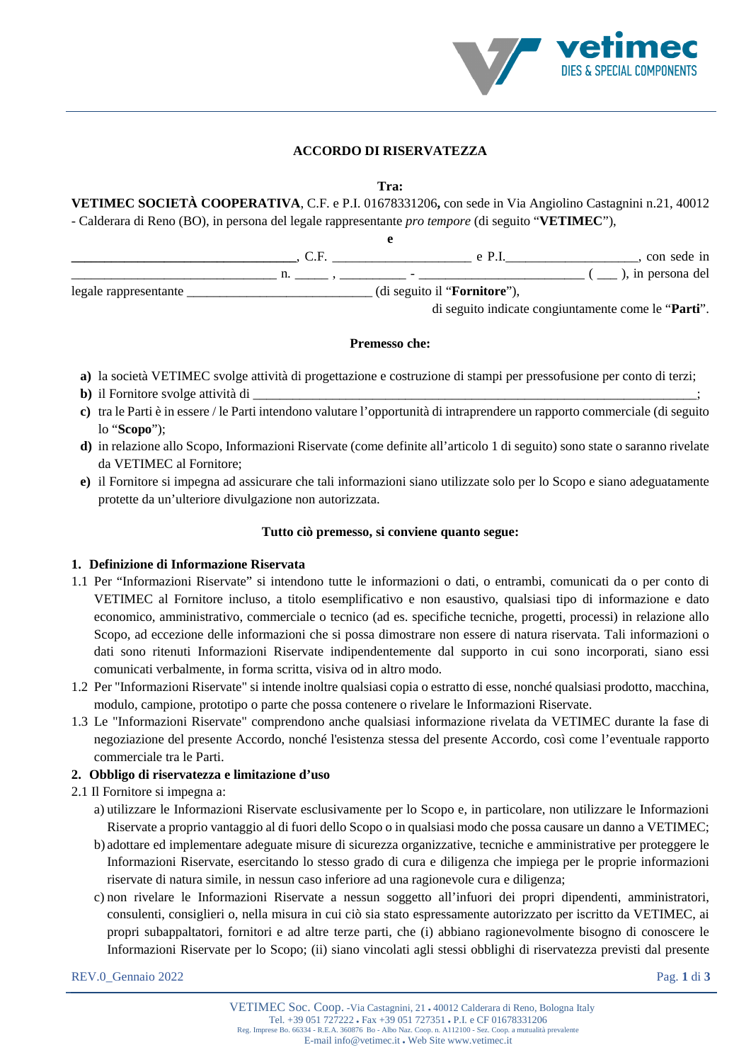**ACCORDO DI RISERVATEZZA**

**Tra:**

**VETIMEC SOCIETÀ COOPERATIVA**, C.F. e P.I. 01678331206**,** con sede in Via Angiolino Castagnini n.21, 40012 - Calderara di Reno (BO), in persona del legale rappresentante *pro tempore* (di seguito "**VETIMEC**"),

**e**

**_________________________________**, C.F. ____________________ e P.I.___________________, con sede in ______________________________ n. _____ , _________ - _______________________ ( ___ ), in persona del legale rappresentante ___________________________ (di seguito il "**Fornitore**"),

di seguito indicate congiuntamente come le "**Parti**".

**Premesso che:**

**a)** la società VETIMEC svolge attività di progettazione e costruzione di stampi per pressofusione per conto di terzi;

**b)** il Fornitore svolge attività di _____________________________________________________________________;

**c)** tra le Parti è in essere / le Parti intendono valutare l'opportunità di intraprendere un rapporto commerciale (di seguito lo "**Scopo**");

**d)** in relazione allo Scopo, Informazioni Riservate (come definite all'articolo 1 di seguito) sono state o saranno rivelate da VETIMEC al Fornitore;

**e)** il Fornitore si impegna ad assicurare che tali informazioni siano utilizzate solo per lo Scopo e siano adeguatamente protette da un'ulteriore divulgazione non autorizzata.

**Tutto ciò premesso, si conviene quanto segue:**

**1. Definizione di Informazione Riservata**

1.1 Per "Informazioni Riservate" si intendono tutte le informazioni o dati, o entrambi, comunicati da o per conto di VETIMEC al Fornitore incluso, a titolo esemplificativo e non esaustivo, qualsiasi tipo di informazione e dato economico, amministrativo, commerciale o tecnico (ad es. specifiche tecniche, progetti, processi) in relazione allo Scopo, ad eccezione delle informazioni che si possa dimostrare non essere di natura riservata. Tali informazioni o dati sono ritenuti Informazioni Riservate indipendentemente dal supporto in cui sono incorporati, siano essi comunicati verbalmente, in forma scritta, visiva od in altro modo.

1.2 Per "Informazioni Riservate" si intende inoltre qualsiasi copia o estratto di esse, nonché qualsiasi prodotto, macchina, modulo, campione, prototipo o parte che possa contenere o rivelare le Informazioni Riservate.

1.3 Le "Informazioni Riservate" comprendono anche qualsiasi informazione rivelata da VETIMEC durante la fase di negoziazione del presente Accordo, nonché l'esistenza stessa del presente Accordo, così come l'eventuale rapporto commerciale tra le Parti.

**2. Obbligo di riservatezza e limitazione d'uso**

2.1 Il Fornitore si impegna a:

a) utilizzare le Informazioni Riservate esclusivamente per lo Scopo e, in particolare, non utilizzare le Informazioni Riservate a proprio vantaggio al di fuori dello Scopo o in qualsiasi modo che possa causare un danno a VETIMEC;

b) adottare ed implementare adeguate misure di sicurezza organizzative, tecniche e amministrative per proteggere le Informazioni Riservate, esercitando lo stesso grado di cura e diligenza che impiega per le proprie informazioni riservate di natura simile, in nessun caso inferiore ad una ragionevole cura e diligenza;

c) non rivelare le Informazioni Riservate a nessun soggetto all'infuori dei propri dipendenti, amministratori, consulenti, consiglieri o, nella misura in cui ciò sia stato espressamente autorizzato per iscritto da VETIMEC, ai propri subappaltatori, fornitori e ad altre terze parti, che (i) abbiano ragionevolmente bisogno di conoscere le Informazioni Riservate per lo Scopo; (ii) siano vincolati agli stessi obblighi di riservatezza previsti dal presente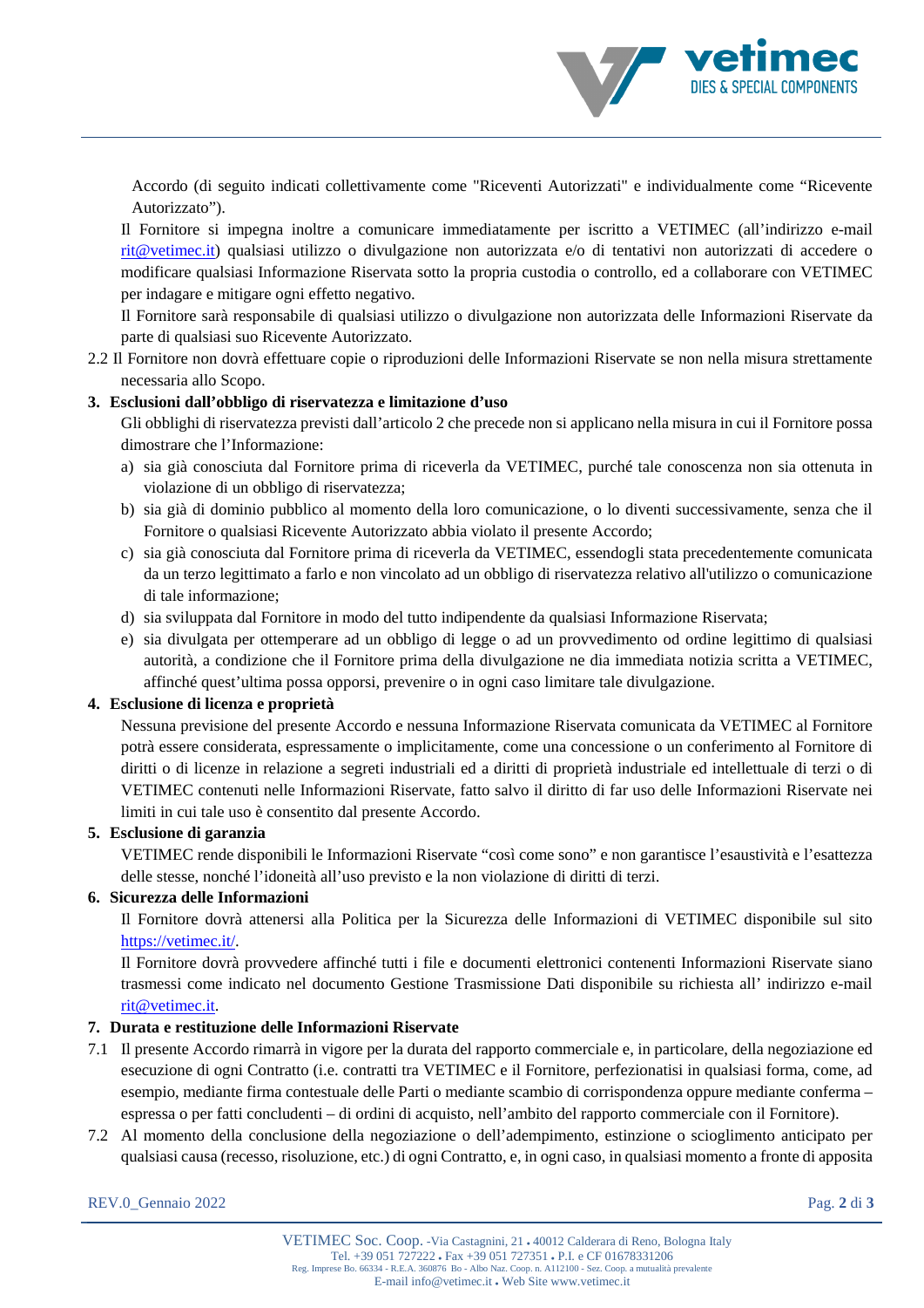Accordo (di seguito indicati collettivamente come "Riceventi Autorizzati" e individualmente come "Ricevente Autorizzato").

Il Fornitore si impegna inoltre a comunicare immediatamente per iscritto a VETIMEC (all'indirizzo e-mail rit@vetimec.it) qualsiasi utilizzo o divulgazione non autorizzata e/o di tentativi non autorizzati di accedere o modificare qualsiasi Informazione Riservata sotto la propria custodia o controllo, ed a collaborare con VETIMEC per indagare e mitigare ogni effetto negativo.

Il Fornitore sarà responsabile di qualsiasi utilizzo o divulgazione non autorizzata delle Informazioni Riservate da parte di qualsiasi suo Ricevente Autorizzato.

2.2 Il Fornitore non dovrà effettuare copie o riproduzioni delle Informazioni Riservate se non nella misura strettamente necessaria allo Scopo.

**3. Esclusioni dall'obbligo di riservatezza e limitazione d'uso**

Gli obblighi di riservatezza previsti dall'articolo 2 che precede non si applicano nella misura in cui il Fornitore possa dimostrare che l'Informazione:

a) sia già conosciuta dal Fornitore prima di riceverla da VETIMEC, purché tale conoscenza non sia ottenuta in violazione di un obbligo di riservatezza;
b) sia già di dominio pubblico al momento della loro comunicazione, o lo diventi successivamente, senza che il Fornitore o qualsiasi Ricevente Autorizzato abbia violato il presente Accordo;
c) sia già conosciuta dal Fornitore prima di riceverla da VETIMEC, essendogli stata precedentemente comunicata da un terzo legittimato a farlo e non vincolato ad un obbligo di riservatezza relativo all'utilizzo o comunicazione di tale informazione;
d) sia sviluppata dal Fornitore in modo del tutto indipendente da qualsiasi Informazione Riservata;
e) sia divulgata per ottemperare ad un obbligo di legge o ad un provvedimento od ordine legittimo di qualsiasi autorità, a condizione che il Fornitore prima della divulgazione ne dia immediata notizia scritta a VETIMEC, affinché quest'ultima possa opporsi, prevenire o in ogni caso limitare tale divulgazione.

**4. Esclusione di licenza e proprietà**

Nessuna previsione del presente Accordo e nessuna Informazione Riservata comunicata da VETIMEC al Fornitore potrà essere considerata, espressamente o implicitamente, come una concessione o un conferimento al Fornitore di diritti o di licenze in relazione a segreti industriali ed a diritti di proprietà industriale ed intellettuale di terzi o di VETIMEC contenuti nelle Informazioni Riservate, fatto salvo il diritto di far uso delle Informazioni Riservate nei limiti in cui tale uso è consentito dal presente Accordo.

**5. Esclusione di garanzia**

VETIMEC rende disponibili le Informazioni Riservate "così come sono" e non garantisce l'esaustività e l'esattezza delle stesse, nonché l'idoneità all'uso previsto e la non violazione di diritti di terzi.

**6. Sicurezza delle Informazioni**

Il Fornitore dovrà attenersi alla Politica per la Sicurezza delle Informazioni di VETIMEC disponibile sul sito https://vetimec.it/.

Il Fornitore dovrà provvedere affinché tutti i file e documenti elettronici contenenti Informazioni Riservate siano trasmessi come indicato nel documento Gestione Trasmissione Dati disponibile su richiesta all' indirizzo e-mail rit@vetimec.it.

**7. Durata e restituzione delle Informazioni Riservate**

7.1 Il presente Accordo rimarrà in vigore per la durata del rapporto commerciale e, in particolare, della negoziazione ed esecuzione di ogni Contratto (i.e. contratti tra VETIMEC e il Fornitore, perfezionatisi in qualsiasi forma, come, ad esempio, mediante firma contestuale delle Parti o mediante scambio di corrispondenza oppure mediante conferma – espressa o per fatti concludenti – di ordini di acquisto, nell'ambito del rapporto commerciale con il Fornitore).

7.2 Al momento della conclusione della negoziazione o dell'adempimento, estinzione o scioglimento anticipato per qualsiasi causa (recesso, risoluzione, etc.) di ogni Contratto, e, in ogni caso, in qualsiasi momento a fronte di apposita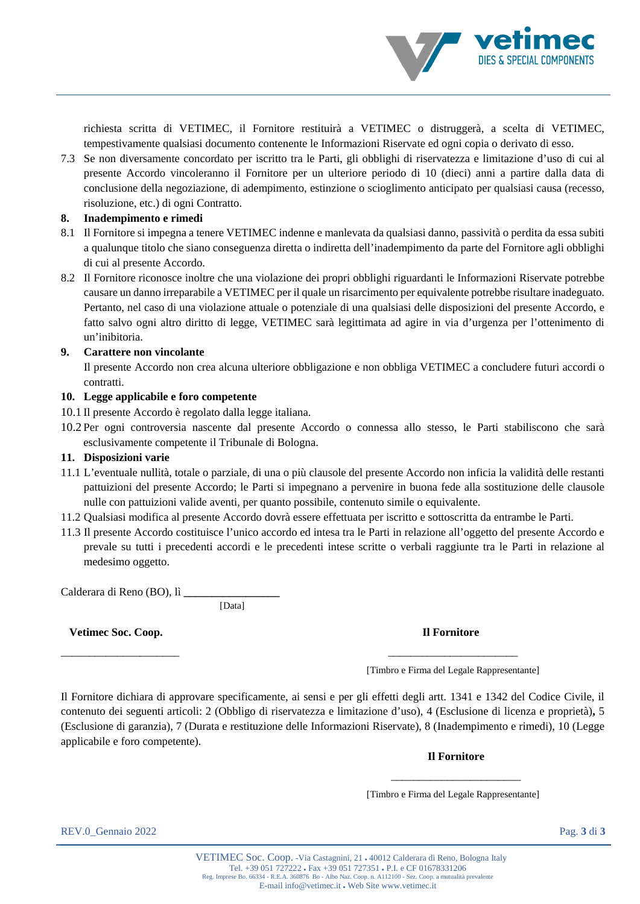richiesta scritta di VETIMEC, il Fornitore restituirà a VETIMEC o distruggerà, a scelta di VETIMEC, tempestivamente qualsiasi documento contenente le Informazioni Riservate ed ogni copia o derivato di esso.

7.3 Se non diversamente concordato per iscritto tra le Parti, gli obblighi di riservatezza e limitazione d'uso di cui al presente Accordo vincoleranno il Fornitore per un ulteriore periodo di 10 (dieci) anni a partire dalla data di conclusione della negoziazione, di adempimento, estinzione o scioglimento anticipato per qualsiasi causa (recesso, risoluzione, etc.) di ogni Contratto.

## 8. Inadempimento e rimedi

8.1 Il Fornitore si impegna a tenere VETIMEC indenne e manlevata da qualsiasi danno, passività o perdita da essa subiti a qualunque titolo che siano conseguenza diretta o indiretta dell'inadempimento da parte del Fornitore agli obblighi di cui al presente Accordo.

8.2 Il Fornitore riconosce inoltre che una violazione dei propri obblighi riguardanti le Informazioni Riservate potrebbe causare un danno irreparabile a VETIMEC per il quale un risarcimento per equivalente potrebbe risultare inadeguato. Pertanto, nel caso di una violazione attuale o potenziale di una qualsiasi delle disposizioni del presente Accordo, e fatto salvo ogni altro diritto di legge, VETIMEC sarà legittimata ad agire in via d'urgenza per l'ottenimento di un'inibitoria.

## 9. Carattere non vincolante

Il presente Accordo non crea alcuna ulteriore obbligazione e non obbliga VETIMEC a concludere futuri accordi o contratti.

## 10. Legge applicabile e foro competente

10.1 Il presente Accordo è regolato dalla legge italiana.

10.2 Per ogni controversia nascente dal presente Accordo o connessa allo stesso, le Parti stabiliscono che sarà esclusivamente competente il Tribunale di Bologna.

## 11. Disposizioni varie

11.1 L'eventuale nullità, totale o parziale, di una o più clausole del presente Accordo non inficia la validità delle restanti pattuizioni del presente Accordo; le Parti si impegnano a pervenire in buona fede alla sostituzione delle clausole nulle con pattuizioni valide aventi, per quanto possibile, contenuto simile o equivalente.

11.2 Qualsiasi modifica al presente Accordo dovrà essere effettuata per iscritto e sottoscritta da entrambe le Parti.

11.3 Il presente Accordo costituisce l'unico accordo ed intesa tra le Parti in relazione all'oggetto del presente Accordo e prevale su tutti i precedenti accordi e le precedenti intese scritte o verbali raggiunte tra le Parti in relazione al medesimo oggetto.

Calderara di Reno (BO), lì _________________
[Data]

**Vetimec Soc. Coop.** ______________________

**Il Fornitore** ______________________
[Timbro e Firma del Legale Rappresentante]

Il Fornitore dichiara di approvare specificamente, ai sensi e per gli effetti degli artt. 1341 e 1342 del Codice Civile, il contenuto dei seguenti articoli: 2 (Obbligo di riservatezza e limitazione d'uso), 4 (Esclusione di licenza e proprietà)**,** 5 (Esclusione di garanzia), 7 (Durata e restituzione delle Informazioni Riservate), 8 (Inadempimento e rimedi), 10 (Legge applicabile e foro competente).

**Il Fornitore** ______________________
[Timbro e Firma del Legale Rappresentante]

REV.0_Gennaio 2022